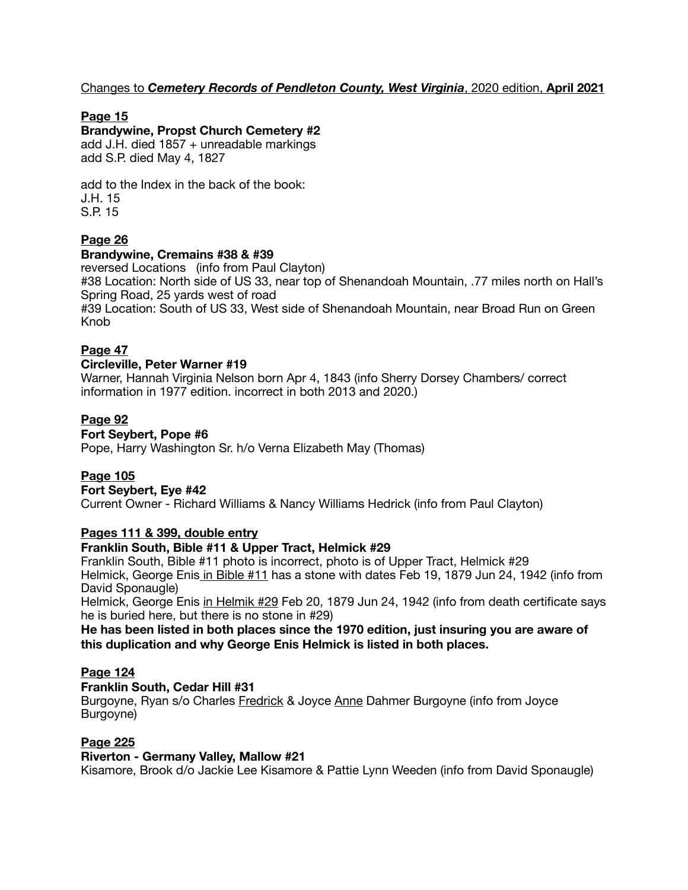Changes to ***Cemetery Records of Pendleton County, West Virginia***, 2020 edition, **April 2021**

**Page 15**

**Brandywine, Propst Church Cemetery #2**

add J.H. died 1857 + unreadable markings
add S.P. died May 4, 1827

add to the Index in the back of the book:
J.H. 15
S.P. 15

**Page 26**

**Brandywine, Cremains #38 & #39**

reversed Locations (info from Paul Clayton)
#38 Location: North side of US 33, near top of Shenandoah Mountain, .77 miles north on Hall's Spring Road, 25 yards west of road
#39 Location: South of US 33, West side of Shenandoah Mountain, near Broad Run on Green Knob

**Page 47**

**Circleville, Peter Warner #19**

Warner, Hannah Virginia Nelson born Apr 4, 1843 (info Sherry Dorsey Chambers/ correct information in 1977 edition. incorrect in both 2013 and 2020.)

**Page 92**

**Fort Seybert, Pope #6**

Pope, Harry Washington Sr. h/o Verna Elizabeth May (Thomas)

**Page 105**

**Fort Seybert, Eye #42**

Current Owner - Richard Williams & Nancy Williams Hedrick (info from Paul Clayton)

**Pages 111 & 399, double entry**

**Franklin South, Bible #11 & Upper Tract, Helmick #29**

Franklin South, Bible #11 photo is incorrect, photo is of Upper Tract, Helmick #29
Helmick, George Enis in Bible #11 has a stone with dates Feb 19, 1879 Jun 24, 1942 (info from David Sponaugle)
Helmick, George Enis in Helmik #29 Feb 20, 1879 Jun 24, 1942 (info from death certificate says he is buried here, but there is no stone in #29)

**He has been listed in both places since the 1970 edition, just insuring you are aware of this duplication and why George Enis Helmick is listed in both places.**

**Page 124**

**Franklin South, Cedar Hill #31**

Burgoyne, Ryan s/o Charles Fredrick & Joyce Anne Dahmer Burgoyne (info from Joyce Burgoyne)

**Page 225**

**Riverton - Germany Valley, Mallow #21**

Kisamore, Brook d/o Jackie Lee Kisamore & Pattie Lynn Weeden (info from David Sponaugle)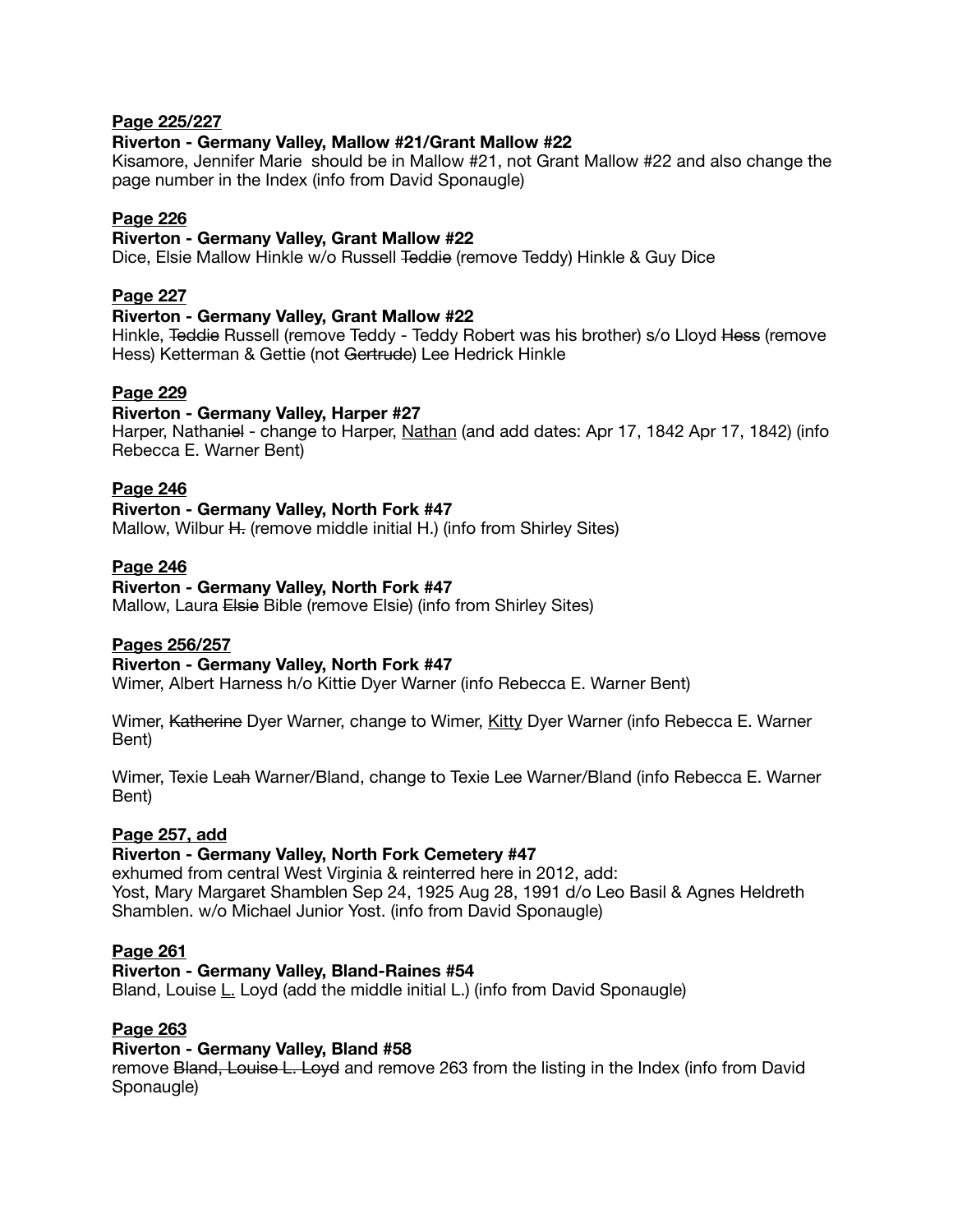**<u>Page 225/227</u>**

**Riverton - Germany Valley, Mallow #21/Grant Mallow #22**

Kisamore, Jennifer Marie should be in Mallow #21, not Grant Mallow #22 and also change the page number in the Index (info from David Sponaugle)

**<u>Page 226</u>**

**Riverton - Germany Valley, Grant Mallow #22**

Dice, Elsie Mallow Hinkle w/o Russell ~~Teddie~~ (remove Teddy) Hinkle & Guy Dice

**<u>Page 227</u>**

**Riverton - Germany Valley, Grant Mallow #22**

Hinkle, ~~Teddie~~ Russell (remove Teddy - Teddy Robert was his brother) s/o Lloyd ~~Hess~~ (remove Hess) Ketterman & Gettie (not ~~Gertrude~~) Lee Hedrick Hinkle

**<u>Page 229</u>**

**Riverton - Germany Valley, Harper #27**

Harper, Nathan~~iel~~ - change to Harper, <u>Nathan</u> (and add dates: Apr 17, 1842 Apr 17, 1842) (info Rebecca E. Warner Bent)

**<u>Page 246</u>**

**Riverton - Germany Valley, North Fork #47**

Mallow, Wilbur ~~H.~~ (remove middle initial H.) (info from Shirley Sites)

**<u>Page 246</u>**

**Riverton - Germany Valley, North Fork #47**

Mallow, Laura ~~Elsie~~ Bible (remove Elsie) (info from Shirley Sites)

**<u>Pages 256/257</u>**

**Riverton - Germany Valley, North Fork #47**

Wimer, Albert Harness h/o Kittie Dyer Warner (info Rebecca E. Warner Bent)

Wimer, ~~Katherine~~ Dyer Warner, change to Wimer, <u>Kitty</u> Dyer Warner (info Rebecca E. Warner Bent)

Wimer, Texie Le~~ah~~ Warner/Bland, change to Texie Lee Warner/Bland (info Rebecca E. Warner Bent)

**<u>Page 257, add</u>**

**Riverton - Germany Valley, North Fork Cemetery #47**

exhumed from central West Virginia & reinterred here in 2012, add:
Yost, Mary Margaret Shamblen Sep 24, 1925 Aug 28, 1991 d/o Leo Basil & Agnes Heldreth Shamblen. w/o Michael Junior Yost. (info from David Sponaugle)

**<u>Page 261</u>**

**Riverton - Germany Valley, Bland-Raines #54**

Bland, Louise <u>L.</u> Loyd (add the middle initial L.) (info from David Sponaugle)

**<u>Page 263</u>**

**Riverton - Germany Valley, Bland #58**

remove ~~Bland, Louise L. Loyd~~ and remove 263 from the listing in the Index (info from David Sponaugle)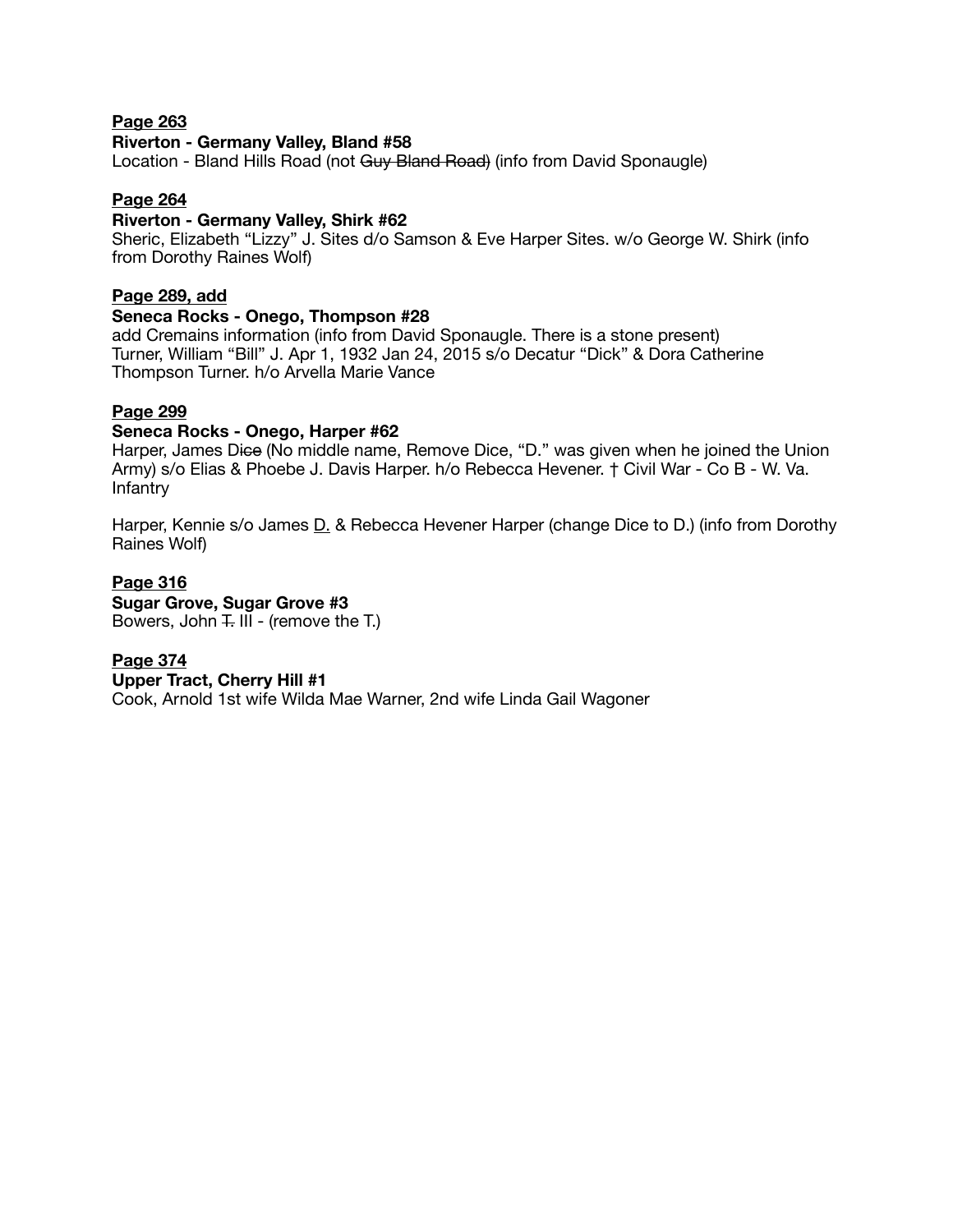<u>**Page 263**</u>
**Riverton - Germany Valley, Bland #58**
Location - Bland Hills Road (not ~~Guy Bland Road~~) (info from David Sponaugle)

<u>**Page 264**</u>
**Riverton - Germany Valley, Shirk #62**
Sheric, Elizabeth "Lizzy" J. Sites d/o Samson & Eve Harper Sites. w/o George W. Shirk (info from Dorothy Raines Wolf)

<u>**Page 289, add**</u>
**Seneca Rocks - Onego, Thompson #28**
add Cremains information (info from David Sponaugle. There is a stone present)
Turner, William "Bill" J. Apr 1, 1932 Jan 24, 2015 s/o Decatur "Dick" & Dora Catherine Thompson Turner. h/o Arvella Marie Vance

<u>**Page 299**</u>
**Seneca Rocks - Onego, Harper #62**
Harper, James D~~ice~~ (No middle name, Remove Dice, "D." was given when he joined the Union Army) s/o Elias & Phoebe J. Davis Harper. h/o Rebecca Hevener. † Civil War - Co B - W. Va. Infantry

Harper, Kennie s/o James <u>D.</u> & Rebecca Hevener Harper (change Dice to D.) (info from Dorothy Raines Wolf)

<u>**Page 316**</u>
**Sugar Grove, Sugar Grove #3**
Bowers, John ~~T.~~ III - (remove the T.)

<u>**Page 374**</u>
**Upper Tract, Cherry Hill #1**
Cook, Arnold 1st wife Wilda Mae Warner, 2nd wife Linda Gail Wagoner